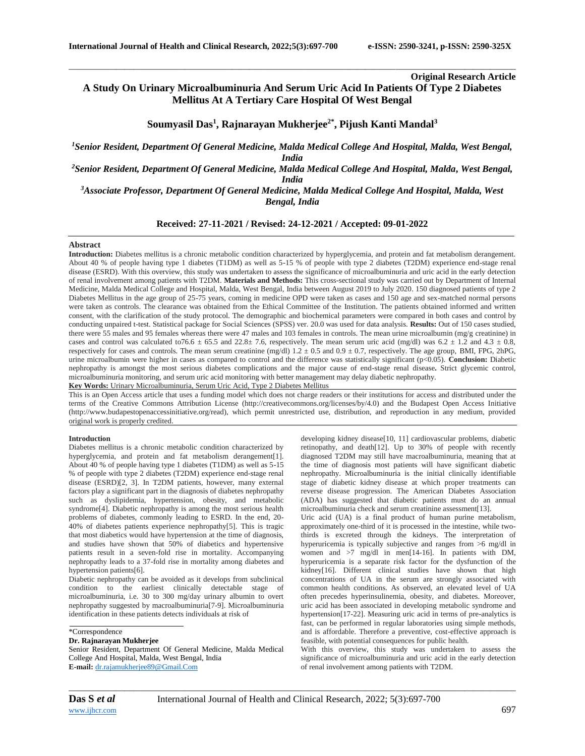**Original Research Article**

# A Study On Urinary Microalbuminuria And Serum Uric Acid In Patients Of Type 2 Diabetes Mellitus At A Tertiary Care Hospital Of West Bengal

**Soumyasil Das[1], Rajnarayan Mukherjee[2*], Pijush Kanti Mandal[3]**

*[1]Senior Resident, Department Of General Medicine, Malda Medical College And Hospital, Malda, West Bengal, India*

*[2]Senior Resident, Department Of General Medicine, Malda Medical College And Hospital, Malda, West Bengal, India*

*[3]Associate Professor, Department Of General Medicine, Malda Medical College And Hospital, Malda, West Bengal, India*

**Received: 27-11-2021 / Revised: 24-12-2021 / Accepted: 09-01-2022**

## Abstract

**Introduction:** Diabetes mellitus is a chronic metabolic condition characterized by hyperglycemia, and protein and fat metabolism derangement. About 40 % of people having type 1 diabetes (T1DM) as well as 5-15 % of people with type 2 diabetes (T2DM) experience end-stage renal disease (ESRD). With this overview, this study was undertaken to assess the significance of microalbuminuria and uric acid in the early detection of renal involvement among patients with T2DM. **Materials and Methods:** This cross-sectional study was carried out by Department of Internal Medicine, Malda Medical College and Hospital, Malda, West Bengal, India between August 2019 to July 2020. 150 diagnosed patients of type 2 Diabetes Mellitus in the age group of 25-75 years, coming in medicine OPD were taken as cases and 150 age and sex-matched normal persons were taken as controls. The clearance was obtained from the Ethical Committee of the Institution. The patients obtained informed and written consent, with the clarification of the study protocol. The demographic and biochemical parameters were compared in both cases and control by conducting unpaired t-test. Statistical package for Social Sciences (SPSS) ver. 20.0 was used for data analysis. **Results:** Out of 150 cases studied, there were 55 males and 95 females whereas there were 47 males and 103 females in controls. The mean urine microalbumin (mg/g creatinine) in cases and control was calculated to76.6 ± 65.5 and 22.8± 7.6, respectively. The mean serum uric acid (mg/dl) was 6.2 ± 1.2 and 4.3 ± 0.8, respectively for cases and controls. The mean serum creatinine (mg/dl) 1.2 ± 0.5 and 0.9 ± 0.7, respectively. The age group, BMI, FPG, 2hPG, urine microalbumin were higher in cases as compared to control and the difference was statistically significant ($p<0.05$). **Conclusion:** Diabetic nephropathy is amongst the most serious diabetes complications and the major cause of end-stage renal disease**.** Strict glycemic control, microalbuminuria monitoring, and serum uric acid monitoring with better management may delay diabetic nephropathy.

**Key Words:** Urinary Microalbuminuria, Serum Uric Acid, Type 2 Diabetes Mellitus

This is an Open Access article that uses a funding model which does not charge readers or their institutions for access and distributed under the terms of the Creative Commons Attribution License (http://creativecommons.org/licenses/by/4.0) and the Budapest Open Access Initiative (http://www.budapestopenaccessinitiative.org/read), which permit unrestricted use, distribution, and reproduction in any medium, provided original work is properly credited.

## Introduction

Diabetes mellitus is a chronic metabolic condition characterized by hyperglycemia, and protein and fat metabolism derangement[1]. About 40 % of people having type 1 diabetes (T1DM) as well as 5-15 % of people with type 2 diabetes (T2DM) experience end-stage renal disease (ESRD)[2, 3]. In T2DM patients, however, many external factors play a significant part in the diagnosis of diabetes nephropathy such as dyslipidemia, hypertension, obesity, and metabolic syndrome[4]. Diabetic nephropathy is among the most serious health problems of diabetes, commonly leading to ESRD. In the end, 20-40% of diabetes patients experience nephropathy[5]. This is tragic that most diabetics would have hypertension at the time of diagnosis, and studies have shown that 50% of diabetics and hypertensive patients result in a seven-fold rise in mortality. Accompanying nephropathy leads to a 37-fold rise in mortality among diabetes and hypertension patients[6].

Diabetic nephropathy can be avoided as it develops from subclinical condition to the earliest clinically detectable stage of microalbuminuria, i.e. 30 to 300 mg/day urinary albumin to overt nephropathy suggested by macroalbuminuria[7-9]. Microalbuminuria identification in these patients detects individuals at risk of developing kidney disease[10, 11] cardiovascular problems, diabetic retinopathy, and death[12]. Up to 30% of people with recently diagnosed T2DM may still have macroalbuminuria, meaning that at the time of diagnosis most patients will have significant diabetic nephropathy. Microalbuminuria is the initial clinically identifiable stage of diabetic kidney disease at which proper treatments can reverse disease progression. The American Diabetes Association (ADA) has suggested that diabetic patients must do an annual microalbuminuria check and serum creatinine assessment[13].

Uric acid (UA) is a final product of human purine metabolism, approximately one-third of it is processed in the intestine, while two-thirds is excreted through the kidneys. The interpretation of hyperuricemia is typically subjective and ranges from >6 mg/dl in women and >7 mg/dl in men[14-16]. In patients with DM, hyperuricemia is a separate risk factor for the dysfunction of the kidney[16]. Different clinical studies have shown that high concentrations of UA in the serum are strongly associated with common health conditions. As observed, an elevated level of UA often precedes hyperinsulinemia, obesity, and diabetes. Moreover, uric acid has been associated in developing metabolic syndrome and hypertension[17-22]. Measuring uric acid in terms of pre-analytics is fast, can be performed in regular laboratories using simple methods, and is affordable. Therefore a preventive, cost-effective approach is feasible, with potential consequences for public health.

With this overview, this study was undertaken to assess the significance of microalbuminuria and uric acid in the early detection of renal involvement among patients with T2DM.

---

*Correspondence

**Dr. Rajnarayan Mukherjee**

Senior Resident, Department Of General Medicine, Malda Medical College And Hospital, Malda, West Bengal, India

**E-mail:** dr.rajamukherjee89@Gmail.Com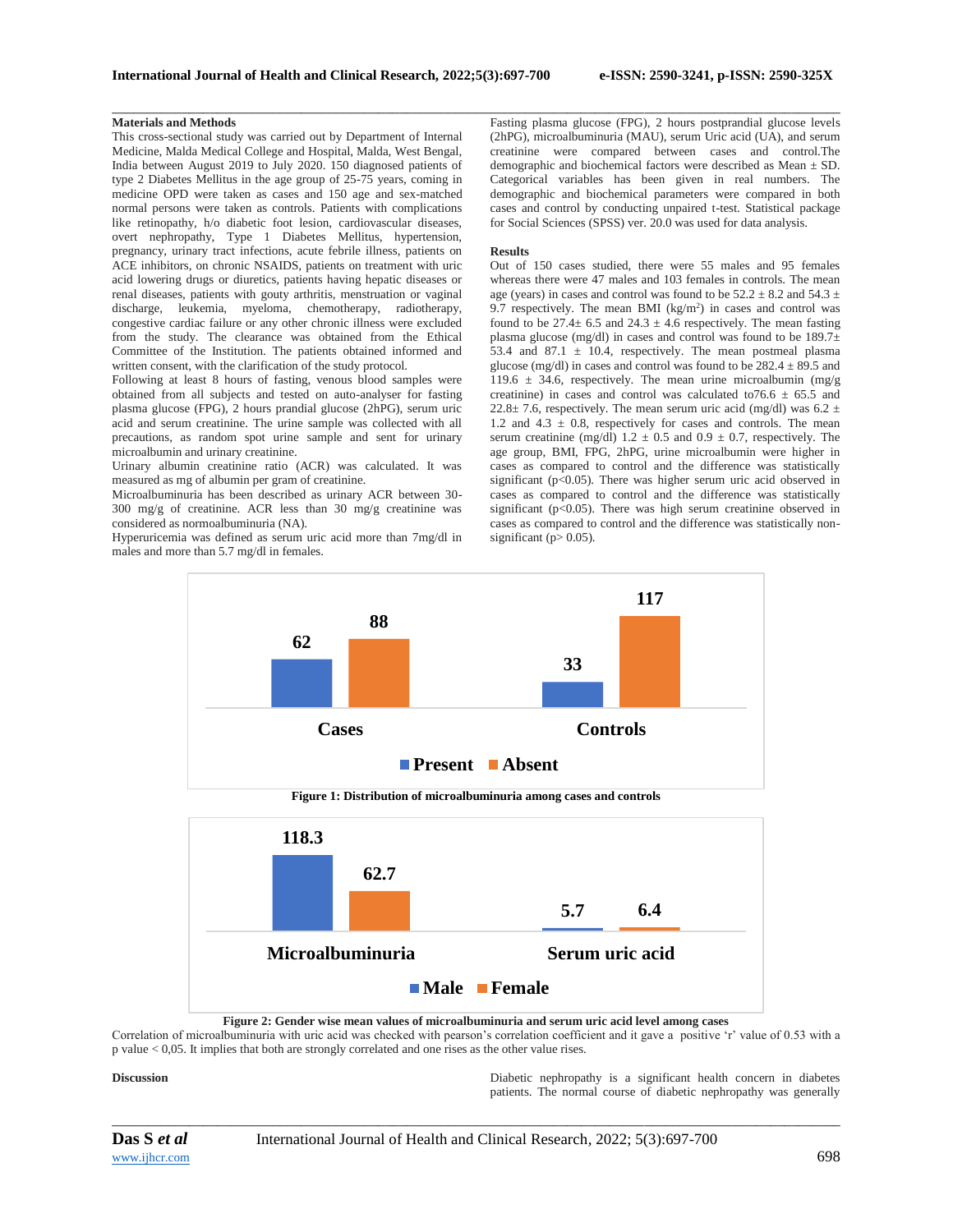## Materials and Methods

This cross-sectional study was carried out by Department of Internal Medicine, Malda Medical College and Hospital, Malda, West Bengal, India between August 2019 to July 2020. 150 diagnosed patients of type 2 Diabetes Mellitus in the age group of 25-75 years, coming in medicine OPD were taken as cases and 150 age and sex-matched normal persons were taken as controls. Patients with complications like retinopathy, h/o diabetic foot lesion, cardiovascular diseases, overt nephropathy, Type 1 Diabetes Mellitus, hypertension, pregnancy, urinary tract infections, acute febrile illness, patients on ACE inhibitors, on chronic NSAIDS, patients on treatment with uric acid lowering drugs or diuretics, patients having hepatic diseases or renal diseases, patients with gouty arthritis, menstruation or vaginal discharge, leukemia, myeloma, chemotherapy, radiotherapy, congestive cardiac failure or any other chronic illness were excluded from the study. The clearance was obtained from the Ethical Committee of the Institution. The patients obtained informed and written consent, with the clarification of the study protocol.

Following at least 8 hours of fasting, venous blood samples were obtained from all subjects and tested on auto-analyser for fasting plasma glucose (FPG), 2 hours prandial glucose (2hPG), serum uric acid and serum creatinine. The urine sample was collected with all precautions, as random spot urine sample and sent for urinary microalbumin and urinary creatinine.

Urinary albumin creatinine ratio (ACR) was calculated. It was measured as mg of albumin per gram of creatinine.

Microalbuminuria has been described as urinary ACR between 30-300 mg/g of creatinine. ACR less than 30 mg/g creatinine was considered as normoalbuminuria (NA).

Hyperuricemia was defined as serum uric acid more than 7mg/dl in males and more than 5.7 mg/dl in females.

Fasting plasma glucose (FPG), 2 hours postprandial glucose levels (2hPG), microalbuminuria (MAU), serum Uric acid (UA), and serum creatinine were compared between cases and control.The demographic and biochemical factors were described as Mean ± SD. Categorical variables has been given in real numbers. The demographic and biochemical parameters were compared in both cases and control by conducting unpaired t-test. Statistical package for Social Sciences (SPSS) ver. 20.0 was used for data analysis.

## Results

Out of 150 cases studied, there were 55 males and 95 females whereas there were 47 males and 103 females in controls. The mean age (years) in cases and control was found to be 52.2 ± 8.2 and 54.3 ± 9.7 respectively. The mean BMI (kg/m$^2$) in cases and control was found to be 27.4± 6.5 and 24.3 ± 4.6 respectively. The mean fasting plasma glucose (mg/dl) in cases and control was found to be 189.7± 53.4 and 87.1 ± 10.4, respectively. The mean postmeal plasma glucose (mg/dl) in cases and control was found to be 282.4 ± 89.5 and 119.6 ± 34.6, respectively. The mean urine microalbumin (mg/g creatinine) in cases and control was calculated to76.6 ± 65.5 and 22.8± 7.6, respectively. The mean serum uric acid (mg/dl) was 6.2 ± 1.2 and 4.3 ± 0.8, respectively for cases and controls. The mean serum creatinine (mg/dl) 1.2 ± 0.5 and 0.9 ± 0.7, respectively. The age group, BMI, FPG, 2hPG, urine microalbumin were higher in cases as compared to control and the difference was statistically significant (p<0.05). There was higher serum uric acid observed in cases as compared to control and the difference was statistically significant (p<0.05). There was high serum creatinine observed in cases as compared to control and the difference was statistically non-significant (p> 0.05).

**Figure 1: Distribution of microalbuminuria among cases and controls**

**Figure 2: Gender wise mean values of microalbuminuria and serum uric acid level among cases**

Correlation of microalbuminuria with uric acid was checked with pearson's correlation coefficient and it gave a positive 'r' value of 0.53 with a p value < 0,05. It implies that both are strongly correlated and one rises as the other value rises.

## Discussion

Diabetic nephropathy is a significant health concern in diabetes patients. The normal course of diabetic nephropathy was generally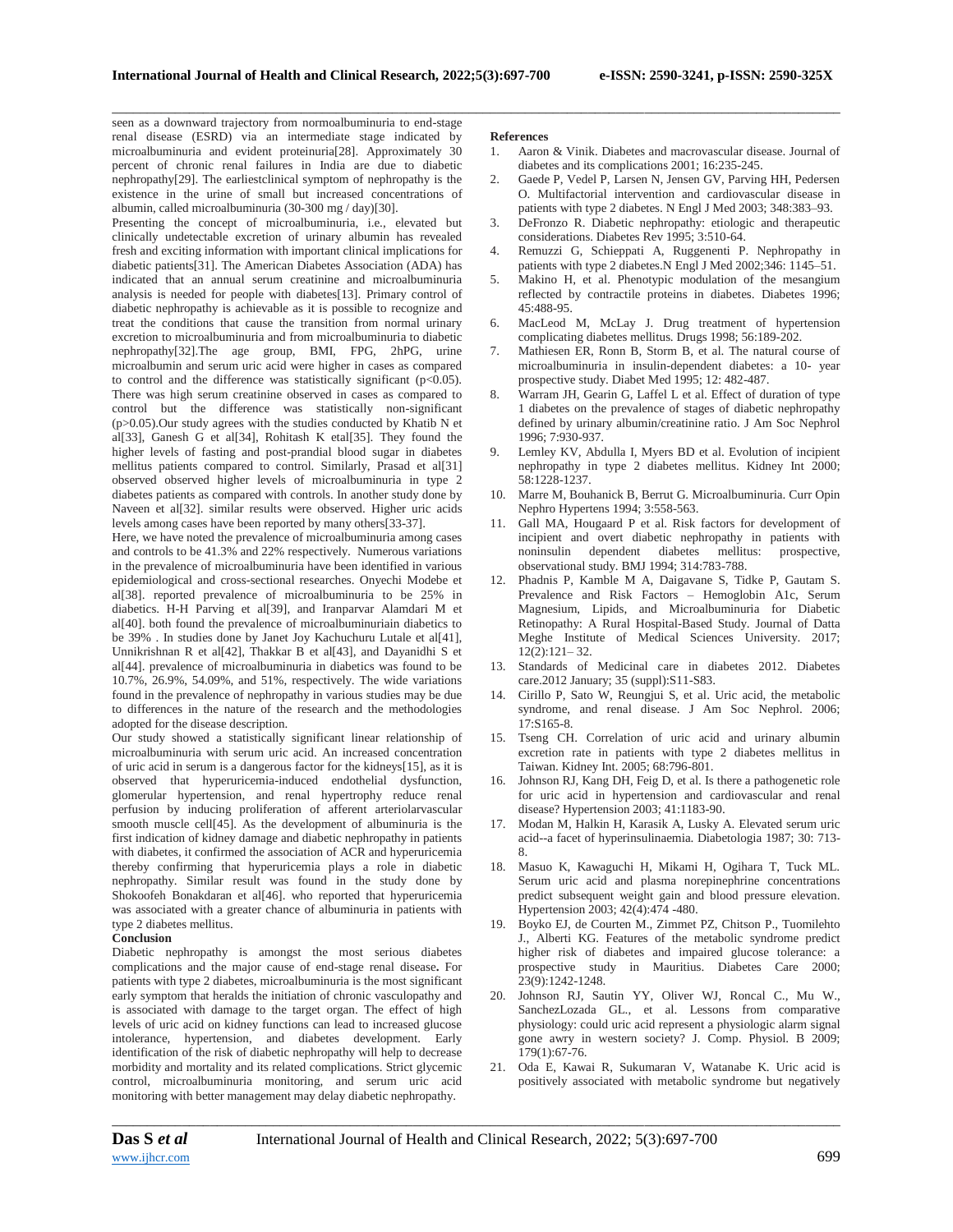seen as a downward trajectory from normoalbuminuria to end-stage renal disease (ESRD) via an intermediate stage indicated by microalbuminuria and evident proteinuria[28]. Approximately 30 percent of chronic renal failures in India are due to diabetic nephropathy[29]. The earliestclinical symptom of nephropathy is the existence in the urine of small but increased concentrations of albumin, called microalbuminuria (30-300 mg / day)[30].

Presenting the concept of microalbuminuria, i.e., elevated but clinically undetectable excretion of urinary albumin has revealed fresh and exciting information with important clinical implications for diabetic patients[31]. The American Diabetes Association (ADA) has indicated that an annual serum creatinine and microalbuminuria analysis is needed for people with diabetes[13]. Primary control of diabetic nephropathy is achievable as it is possible to recognize and treat the conditions that cause the transition from normal urinary excretion to microalbuminuria and from microalbuminuria to diabetic nephropathy[32].The age group, BMI, FPG, 2hPG, urine microalbumin and serum uric acid were higher in cases as compared to control and the difference was statistically significant ($p<0.05$). There was high serum creatinine observed in cases as compared to control but the difference was statistically non-significant ($p>0.05$).Our study agrees with the studies conducted by Khatib N et al[33], Ganesh G et al[34], Rohitash K etal[35]. They found the higher levels of fasting and post-prandial blood sugar in diabetes mellitus patients compared to control. Similarly, Prasad et all[31] observed observed higher levels of microalbuminuria in type 2 diabetes patients as compared with controls. In another study done by Naveen et al[32]. similar results were observed. Higher uric acids levels among cases have been reported by many others[33-37].

Here, we have noted the prevalence of microalbuminuria among cases and controls to be 41.3% and 22% respectively. Numerous variations in the prevalence of microalbuminuria have been identified in various epidemiological and cross-sectional researches. Onyechi Modebe et al[38]. reported prevalence of microalbuminuria to be 25% in diabetics. H-H Parving et al[39], and Iranparvar Alamdari M et al[40]. both found the prevalence of microalbuminuriain diabetics to be 39% . In studies done by Janet Joy Kachuchuru Lutale et al[41], Unnikrishnan R et al[42], Thakkar B et al[43], and Dayanidhi S et al[44]. prevalence of microalbuminuria in diabetics was found to be 10.7%, 26.9%, 54.09%, and 51%, respectively. The wide variations found in the prevalence of nephropathy in various studies may be due to differences in the nature of the research and the methodologies adopted for the disease description.

Our study showed a statistically significant linear relationship of microalbuminuria with serum uric acid. An increased concentration of uric acid in serum is a dangerous factor for the kidneys[15], as it is observed that hyperuricemia-induced endothelial dysfunction, glomerular hypertension, and renal hypertrophy reduce renal perfusion by inducing proliferation of afferent arteriolarvascular smooth muscle cell[45]. As the development of albuminuria is the first indication of kidney damage and diabetic nephropathy in patients with diabetes, it confirmed the association of ACR and hyperuricemia thereby confirming that hyperuricemia plays a role in diabetic nephropathy. Similar result was found in the study done by Shokoofeh Bonakdaran et al[46]. who reported that hyperuricemia was associated with a greater chance of albuminuria in patients with type 2 diabetes mellitus.

**Conclusion**

Diabetic nephropathy is amongst the most serious diabetes complications and the major cause of end-stage renal disease**.** For patients with type 2 diabetes, microalbuminuria is the most significant early symptom that heralds the initiation of chronic vasculopathy and is associated with damage to the target organ. The effect of high levels of uric acid on kidney functions can lead to increased glucose intolerance, hypertension, and diabetes development. Early identification of the risk of diabetic nephropathy will help to decrease morbidity and mortality and its related complications. Strict glycemic control, microalbuminuria monitoring, and serum uric acid monitoring with better management may delay diabetic nephropathy.

**References**

1. Aaron & Vinik. Diabetes and macrovascular disease. Journal of diabetes and its complications 2001; 16:235-245.
2. Gaede P, Vedel P, Larsen N, Jensen GV, Parving HH, Pedersen O. Multifactorial intervention and cardiovascular disease in patients with type 2 diabetes. N Engl J Med 2003; 348:383–93.
3. DeFronzo R. Diabetic nephropathy: etiologic and therapeutic considerations. Diabetes Rev 1995; 3:510-64.
4. Remuzzi G, Schieppati A, Ruggenenti P. Nephropathy in patients with type 2 diabetes.N Engl J Med 2002;346: 1145–51.
5. Makino H, et al. Phenotypic modulation of the mesangium reflected by contractile proteins in diabetes. Diabetes 1996; 45:488-95.
6. MacLeod M, McLay J. Drug treatment of hypertension complicating diabetes mellitus. Drugs 1998; 56:189-202.
7. Mathiesen ER, Ronn B, Storm B, et al. The natural course of microalbuminuria in insulin-dependent diabetes: a 10- year prospective study. Diabet Med 1995; 12: 482-487.
8. Warram JH, Gearin G, Laffel L et al. Effect of duration of type 1 diabetes on the prevalence of stages of diabetic nephropathy defined by urinary albumin/creatinine ratio. J Am Soc Nephrol 1996; 7:930-937.
9. Lemley KV, Abdulla I, Myers BD et al. Evolution of incipient nephropathy in type 2 diabetes mellitus. Kidney Int 2000; 58:1228-1237.
10. Marre M, Bouhanick B, Berrut G. Microalbuminuria. Curr Opin Nephro Hypertens 1994; 3:558-563.
11. Gall MA, Hougaard P et al. Risk factors for development of incipient and overt diabetic nephropathy in patients with noninsulin dependent diabetes mellitus: prospective, observational study. BMJ 1994; 314:783-788.
12. Phadnis P, Kamble M A, Daigavane S, Tidke P, Gautam S. Prevalence and Risk Factors – Hemoglobin A1c, Serum Magnesium, Lipids, and Microalbuminuria for Diabetic Retinopathy: A Rural Hospital-Based Study. Journal of Datta Meghe Institute of Medical Sciences University. 2017; 12(2):121– 32.
13. Standards of Medicinal care in diabetes 2012. Diabetes care.2012 January; 35 (suppl):S11-S83.
14. Cirillo P, Sato W, Reungjui S, et al. Uric acid, the metabolic syndrome, and renal disease. J Am Soc Nephrol. 2006; 17:S165-8.
15. Tseng CH. Correlation of uric acid and urinary albumin excretion rate in patients with type 2 diabetes mellitus in Taiwan. Kidney Int. 2005; 68:796-801.
16. Johnson RJ, Kang DH, Feig D, et al. Is there a pathogenetic role for uric acid in hypertension and cardiovascular and renal disease? Hypertension 2003; 41:1183-90.
17. Modan M, Halkin H, Karasik A, Lusky A. Elevated serum uric acid--a facet of hyperinsulinaemia. Diabetologia 1987; 30: 713-8.
18. Masuo K, Kawaguchi H, Mikami H, Ogihara T, Tuck ML. Serum uric acid and plasma norepinephrine concentrations predict subsequent weight gain and blood pressure elevation. Hypertension 2003; 42(4):474 -480.
19. Boyko EJ, de Courten M., Zimmet PZ, Chitson P., Tuomilehto J., Alberti KG. Features of the metabolic syndrome predict higher risk of diabetes and impaired glucose tolerance: a prospective study in Mauritius. Diabetes Care 2000; 23(9):1242-1248.
20. Johnson RJ, Sautin YY, Oliver WJ, Roncal C., Mu W., SanchezLozada GL., et al. Lessons from comparative physiology: could uric acid represent a physiologic alarm signal gone awry in western society? J. Comp. Physiol. B 2009; 179(1):67-76.
21. Oda E, Kawai R, Sukumaran V, Watanabe K. Uric acid is positively associated with metabolic syndrome but negatively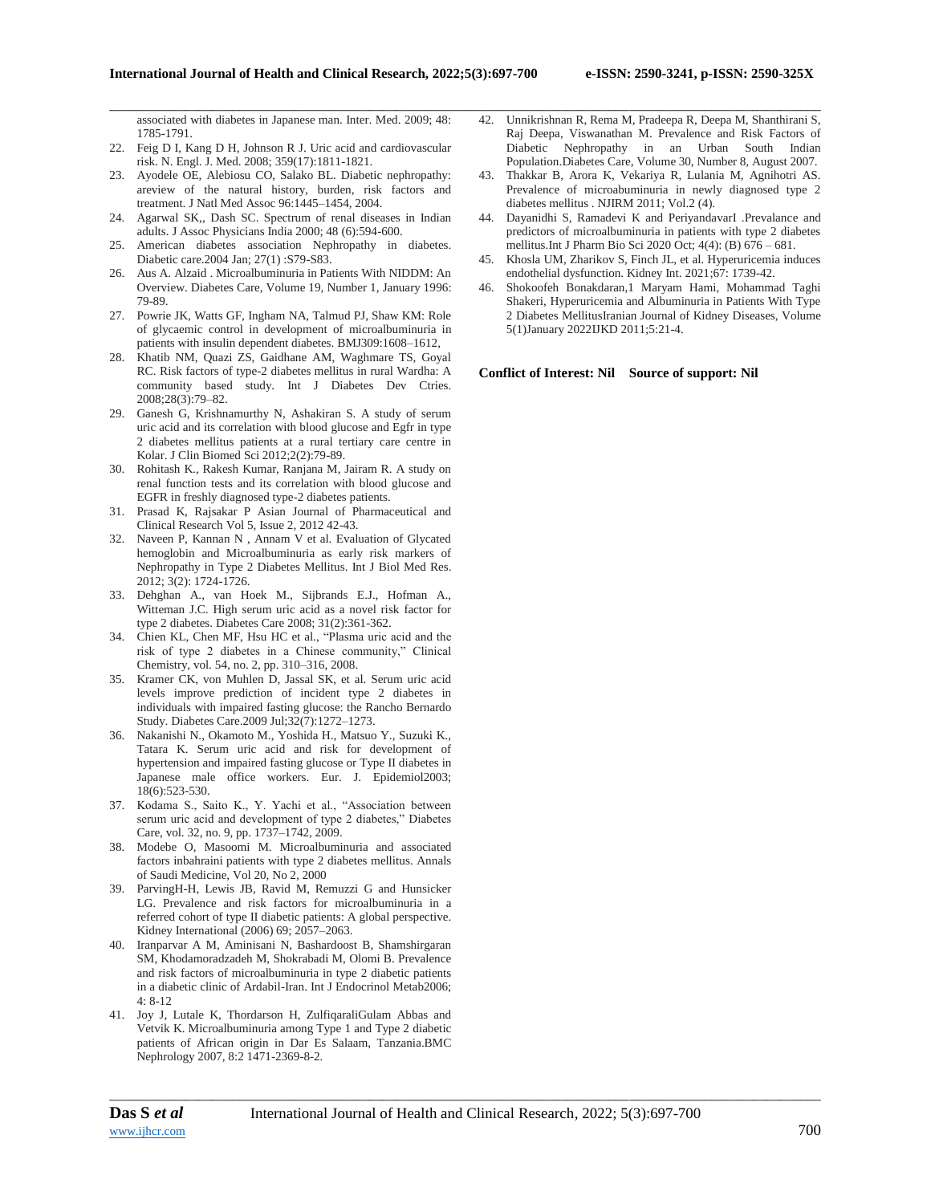associated with diabetes in Japanese man. Inter. Med. 2009; 48: 1785-1791.

22. Feig D I, Kang D H, Johnson R J. Uric acid and cardiovascular risk. N. Engl. J. Med. 2008; 359(17):1811-1821.
23. Ayodele OE, Alebiosu CO, Salako BL. Diabetic nephropathy: areview of the natural history, burden, risk factors and treatment. J Natl Med Assoc 96:1445–1454, 2004.
24. Agarwal SK,, Dash SC. Spectrum of renal diseases in Indian adults. J Assoc Physicians India 2000; 48 (6):594-600.
25. American diabetes association Nephropathy in diabetes. Diabetic care.2004 Jan; 27(1) :S79-S83.
26. Aus A. Alzaid . Microalbuminuria in Patients With NIDDM: An Overview. Diabetes Care, Volume 19, Number 1, January 1996: 79-89.
27. Powrie JK, Watts GF, Ingham NA, Talmud PJ, Shaw KM: Role of glycaemic control in development of microalbuminuria in patients with insulin dependent diabetes. BMJ309:1608–1612,
28. Khatib NM, Quazi ZS, Gaidhane AM, Waghmare TS, Goyal RC. Risk factors of type-2 diabetes mellitus in rural Wardha: A community based study. Int J Diabetes Dev Ctries. 2008;28(3):79–82.
29. Ganesh G, Krishnamurthy N, Ashakiran S. A study of serum uric acid and its correlation with blood glucose and Egfr in type 2 diabetes mellitus patients at a rural tertiary care centre in Kolar. J Clin Biomed Sci 2012;2(2):79-89.
30. Rohitash K., Rakesh Kumar, Ranjana M, Jairam R. A study on renal function tests and its correlation with blood glucose and EGFR in freshly diagnosed type-2 diabetes patients.
31. Prasad K, Rajsakar P Asian Journal of Pharmaceutical and Clinical Research Vol 5, Issue 2, 2012 42-43.
32. Naveen P, Kannan N , Annam V et al. Evaluation of Glycated hemoglobin and Microalbuminuria as early risk markers of Nephropathy in Type 2 Diabetes Mellitus. Int J Biol Med Res. 2012; 3(2): 1724-1726.
33. Dehghan A., van Hoek M., Sijbrands E.J., Hofman A., Witteman J.C. High serum uric acid as a novel risk factor for type 2 diabetes. Diabetes Care 2008; 31(2):361-362.
34. Chien KL, Chen MF, Hsu HC et al., "Plasma uric acid and the risk of type 2 diabetes in a Chinese community," Clinical Chemistry, vol. 54, no. 2, pp. 310–316, 2008.
35. Kramer CK, von Muhlen D, Jassal SK, et al. Serum uric acid levels improve prediction of incident type 2 diabetes in individuals with impaired fasting glucose: the Rancho Bernardo Study. Diabetes Care.2009 Jul;32(7):1272–1273.
36. Nakanishi N., Okamoto M., Yoshida H., Matsuo Y., Suzuki K., Tatara K. Serum uric acid and risk for development of hypertension and impaired fasting glucose or Type II diabetes in Japanese male office workers. Eur. J. Epidemiol2003; 18(6):523-530.
37. Kodama S., Saito K., Y. Yachi et al., "Association between serum uric acid and development of type 2 diabetes," Diabetes Care, vol. 32, no. 9, pp. 1737–1742, 2009.
38. Modebe O, Masoomi M. Microalbuminuria and associated factors inbahraini patients with type 2 diabetes mellitus. Annals of Saudi Medicine, Vol 20, No 2, 2000
39. ParvingH-H, Lewis JB, Ravid M, Remuzzi G and Hunsicker LG. Prevalence and risk factors for microalbuminuria in a referred cohort of type II diabetic patients: A global perspective. Kidney International (2006) 69; 2057–2063.
40. Iranparvar A M, Aminisani N, Bashardoost B, Shamshirgaran SM, Khodamoradzadeh M, Shokrabadi M, Olomi B. Prevalence and risk factors of microalbuminuria in type 2 diabetic patients in a diabetic clinic of Ardabil-Iran. Int J Endocrinol Metab2006; 4: 8-12
41. Joy J, Lutale K, Thordarson H, ZulfiqaraliGulam Abbas and Vetvik K. Microalbuminuria among Type 1 and Type 2 diabetic patients of African origin in Dar Es Salaam, Tanzania.BMC Nephrology 2007, 8:2 1471-2369-8-2.
42. Unnikrishnan R, Rema M, Pradeepa R, Deepa M, Shanthirani S, Raj Deepa, Viswanathan M. Prevalence and Risk Factors of Diabetic Nephropathy in an Urban South Indian Population.Diabetes Care, Volume 30, Number 8, August 2007.
43. Thakkar B, Arora K, Vekariya R, Lulania M, Agnihotri AS. Prevalence of microabuminuria in newly diagnosed type 2 diabetes mellitus . NJIRM 2011; Vol.2 (4).
44. Dayanidhi S, Ramadevi K and PeriyandavarI .Prevalance and predictors of microalbuminuria in patients with type 2 diabetes mellitus.Int J Pharm Bio Sci 2020 Oct; 4(4): (B) 676 – 681.
45. Khosla UM, Zharikov S, Finch JL, et al. Hyperuricemia induces endothelial dysfunction. Kidney Int. 2021;67: 1739-42.
46. Shokoofeh Bonakdaran,1 Maryam Hami, Mohammad Taghi Shakeri, Hyperuricemia and Albuminuria in Patients With Type 2 Diabetes MellitusIranian Journal of Kidney Diseases, Volume 5(1)January 2022IJKD 2011;5:21-4.

**Conflict of Interest: Nil Source of support: Nil**